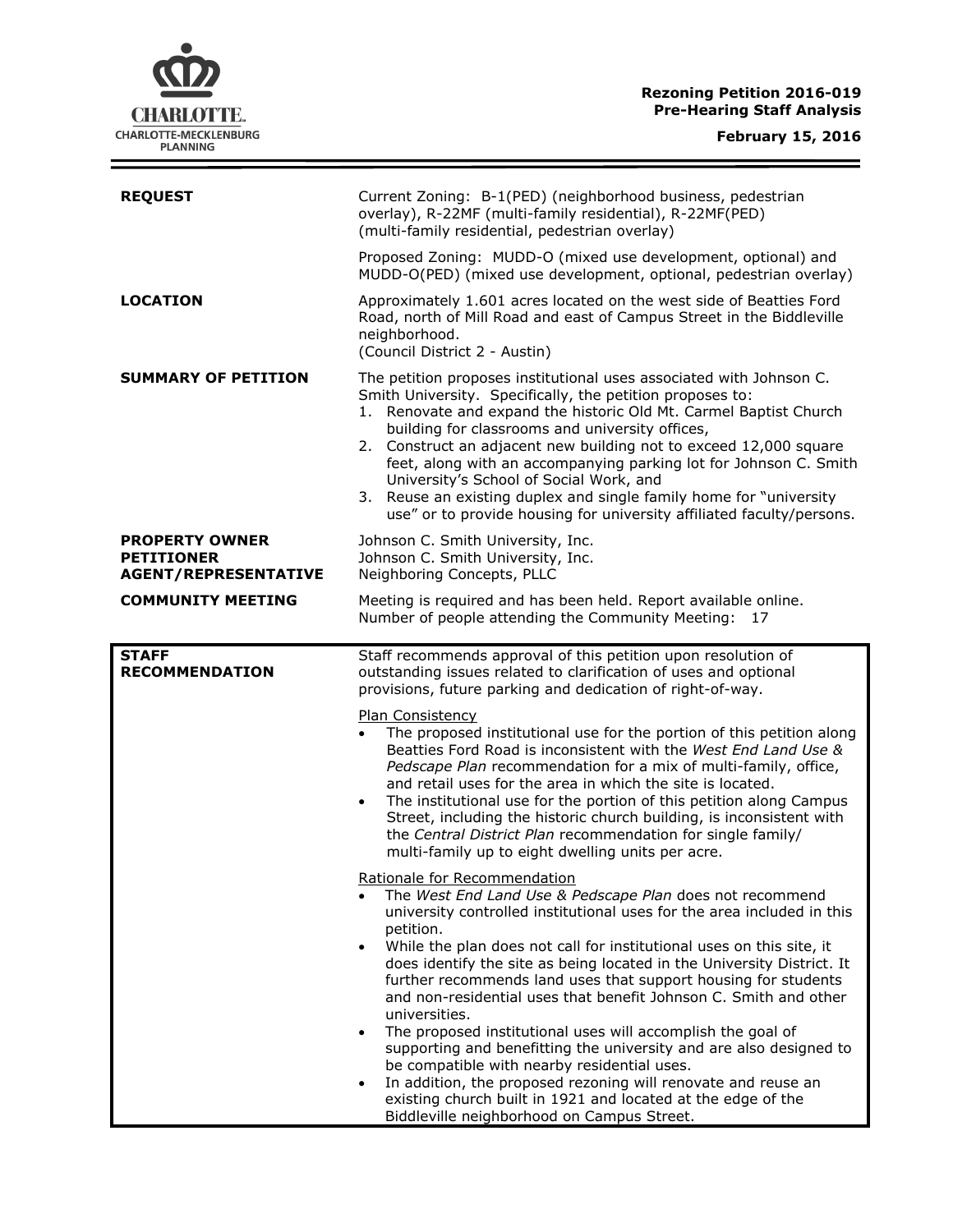**Rezoning Petition 2016-019**
**Pre-Hearing Staff Analysis**

**February 15, 2016**

| | |
|---|---|
| **REQUEST** | Current Zoning: B-1(PED) (neighborhood business, pedestrian overlay), R-22MF (multi-family residential), R-22MF(PED) (multi-family residential, pedestrian overlay)<br><br>Proposed Zoning: MUDD-O (mixed use development, optional) and MUDD-O(PED) (mixed use development, optional, pedestrian overlay) |
| **LOCATION** | Approximately 1.601 acres located on the west side of Beatties Ford Road, north of Mill Road and east of Campus Street in the Biddleville neighborhood.<br>(Council District 2 - Austin) |
| **SUMMARY OF PETITION** | The petition proposes institutional uses associated with Johnson C. Smith University. Specifically, the petition proposes to:<br>1. Renovate and expand the historic Old Mt. Carmel Baptist Church building for classrooms and university offices,<br>2. Construct an adjacent new building not to exceed 12,000 square feet, along with an accompanying parking lot for Johnson C. Smith University's School of Social Work, and<br>3. Reuse an existing duplex and single family home for "university use" or to provide housing for university affiliated faculty/persons. |
| **PROPERTY OWNER**<br>**PETITIONER**<br>**AGENT/REPRESENTATIVE** | Johnson C. Smith University, Inc.<br>Johnson C. Smith University, Inc.<br>Neighboring Concepts, PLLC |
| **COMMUNITY MEETING** | Meeting is required and has been held. Report available online.<br>Number of people attending the Community Meeting: 17 |

| | |
|---|---|
| **STAFF RECOMMENDATION** | Staff recommends approval of this petition upon resolution of outstanding issues related to clarification of uses and optional provisions, future parking and dedication of right-of-way.<br><br>Plan Consistency<br>• The proposed institutional use for the portion of this petition along Beatties Ford Road is inconsistent with the *West End Land Use & Pedscape Plan* recommendation for a mix of multi-family, office, and retail uses for the area in which the site is located.<br>• The institutional use for the portion of this petition along Campus Street, including the historic church building, is inconsistent with the *Central District Plan* recommendation for single family/ multi-family up to eight dwelling units per acre.<br><br>Rationale for Recommendation<br>• The *West End Land Use & Pedscape Plan* does not recommend university controlled institutional uses for the area included in this petition.<br>• While the plan does not call for institutional uses on this site, it does identify the site as being located in the University District. It further recommends land uses that support housing for students and non-residential uses that benefit Johnson C. Smith and other universities.<br>• The proposed institutional uses will accomplish the goal of supporting and benefitting the university and are also designed to be compatible with nearby residential uses.<br>• In addition, the proposed rezoning will renovate and reuse an existing church built in 1921 and located at the edge of the Biddleville neighborhood on Campus Street. |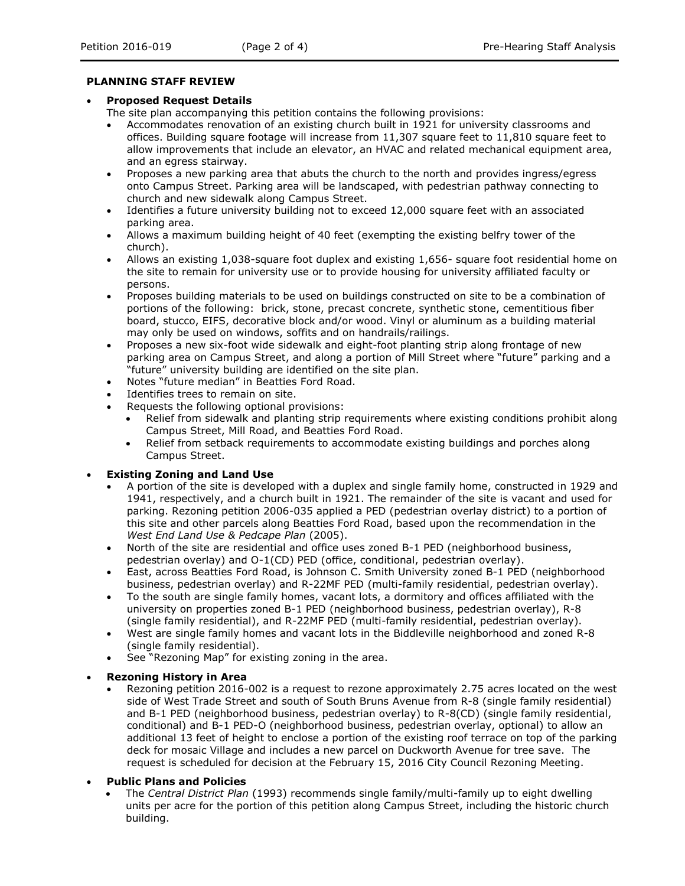**PLANNING STAFF REVIEW**

- **Proposed Request Details**

  The site plan accompanying this petition contains the following provisions:
  - Accommodates renovation of an existing church built in 1921 for university classrooms and offices. Building square footage will increase from 11,307 square feet to 11,810 square feet to allow improvements that include an elevator, an HVAC and related mechanical equipment area, and an egress stairway.
  - Proposes a new parking area that abuts the church to the north and provides ingress/egress onto Campus Street. Parking area will be landscaped, with pedestrian pathway connecting to church and new sidewalk along Campus Street.
  - Identifies a future university building not to exceed 12,000 square feet with an associated parking area.
  - Allows a maximum building height of 40 feet (exempting the existing belfry tower of the church).
  - Allows an existing 1,038-square foot duplex and existing 1,656- square foot residential home on the site to remain for university use or to provide housing for university affiliated faculty or persons.
  - Proposes building materials to be used on buildings constructed on site to be a combination of portions of the following: brick, stone, precast concrete, synthetic stone, cementitious fiber board, stucco, EIFS, decorative block and/or wood. Vinyl or aluminum as a building material may only be used on windows, soffits and on handrails/railings.
  - Proposes a new six-foot wide sidewalk and eight-foot planting strip along frontage of new parking area on Campus Street, and along a portion of Mill Street where "future" parking and a "future" university building are identified on the site plan.
  - Notes "future median" in Beatties Ford Road.
  - Identifies trees to remain on site.
  - Requests the following optional provisions:
    - Relief from sidewalk and planting strip requirements where existing conditions prohibit along Campus Street, Mill Road, and Beatties Ford Road.
    - Relief from setback requirements to accommodate existing buildings and porches along Campus Street.

- **Existing Zoning and Land Use**
  - A portion of the site is developed with a duplex and single family home, constructed in 1929 and 1941, respectively, and a church built in 1921. The remainder of the site is vacant and used for parking. Rezoning petition 2006-035 applied a PED (pedestrian overlay district) to a portion of this site and other parcels along Beatties Ford Road, based upon the recommendation in the *West End Land Use & Pedcape Plan* (2005).
  - North of the site are residential and office uses zoned B-1 PED (neighborhood business, pedestrian overlay) and O-1(CD) PED (office, conditional, pedestrian overlay).
  - East, across Beatties Ford Road, is Johnson C. Smith University zoned B-1 PED (neighborhood business, pedestrian overlay) and R-22MF PED (multi-family residential, pedestrian overlay).
  - To the south are single family homes, vacant lots, a dormitory and offices affiliated with the university on properties zoned B-1 PED (neighborhood business, pedestrian overlay), R-8 (single family residential), and R-22MF PED (multi-family residential, pedestrian overlay).
  - West are single family homes and vacant lots in the Biddleville neighborhood and zoned R-8 (single family residential).
  - See "Rezoning Map" for existing zoning in the area.

- **Rezoning History in Area**
  - Rezoning petition 2016-002 is a request to rezone approximately 2.75 acres located on the west side of West Trade Street and south of South Bruns Avenue from R-8 (single family residential) and B-1 PED (neighborhood business, pedestrian overlay) to R-8(CD) (single family residential, conditional) and B-1 PED-O (neighborhood business, pedestrian overlay, optional) to allow an additional 13 feet of height to enclose a portion of the existing roof terrace on top of the parking deck for mosaic Village and includes a new parcel on Duckworth Avenue for tree save. The request is scheduled for decision at the February 15, 2016 City Council Rezoning Meeting.

- **Public Plans and Policies**
  - The *Central District Plan* (1993) recommends single family/multi-family up to eight dwelling units per acre for the portion of this petition along Campus Street, including the historic church building.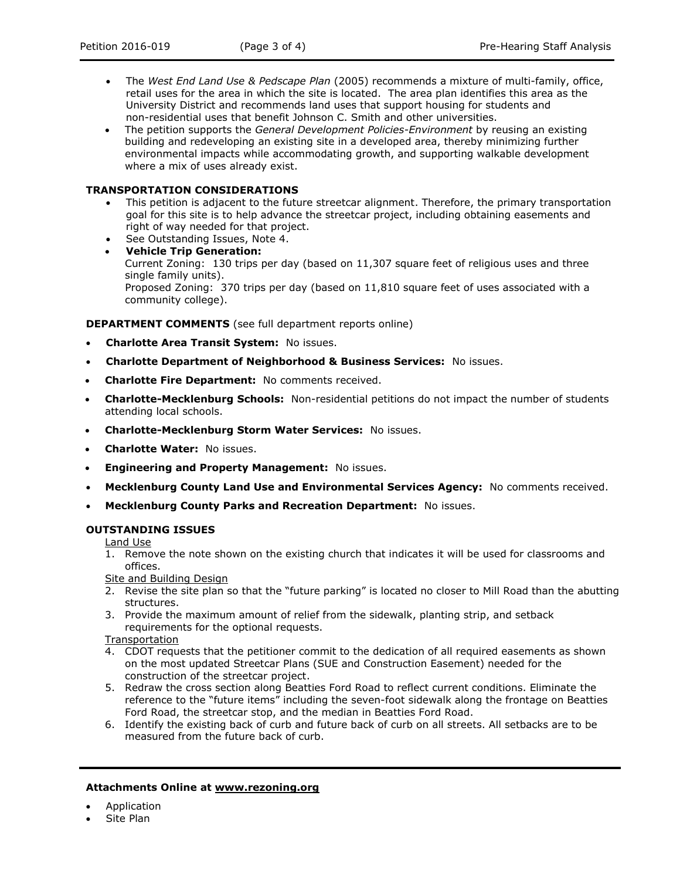- The *West End Land Use & Pedscape Plan* (2005) recommends a mixture of multi-family, office, retail uses for the area in which the site is located. The area plan identifies this area as the University District and recommends land uses that support housing for students and non-residential uses that benefit Johnson C. Smith and other universities.
- The petition supports the *General Development Policies-Environment* by reusing an existing building and redeveloping an existing site in a developed area, thereby minimizing further environmental impacts while accommodating growth, and supporting walkable development where a mix of uses already exist.

**TRANSPORTATION CONSIDERATIONS**

- This petition is adjacent to the future streetcar alignment. Therefore, the primary transportation goal for this site is to help advance the streetcar project, including obtaining easements and right of way needed for that project.
- See Outstanding Issues, Note 4.
- **Vehicle Trip Generation:**
  Current Zoning: 130 trips per day (based on 11,307 square feet of religious uses and three single family units).
  Proposed Zoning: 370 trips per day (based on 11,810 square feet of uses associated with a community college).

**DEPARTMENT COMMENTS** (see full department reports online)

- **Charlotte Area Transit System:** No issues.
- **Charlotte Department of Neighborhood & Business Services:** No issues.
- **Charlotte Fire Department:** No comments received.
- **Charlotte-Mecklenburg Schools:** Non-residential petitions do not impact the number of students attending local schools.
- **Charlotte-Mecklenburg Storm Water Services:** No issues.
- **Charlotte Water:** No issues.
- **Engineering and Property Management:** No issues.
- **Mecklenburg County Land Use and Environmental Services Agency:** No comments received.
- **Mecklenburg County Parks and Recreation Department:** No issues.

**OUTSTANDING ISSUES**

Land Use

1. Remove the note shown on the existing church that indicates it will be used for classrooms and offices.

Site and Building Design

2. Revise the site plan so that the "future parking" is located no closer to Mill Road than the abutting structures.
3. Provide the maximum amount of relief from the sidewalk, planting strip, and setback requirements for the optional requests.

Transportation

4. CDOT requests that the petitioner commit to the dedication of all required easements as shown on the most updated Streetcar Plans (SUE and Construction Easement) needed for the construction of the streetcar project.
5. Redraw the cross section along Beatties Ford Road to reflect current conditions. Eliminate the reference to the "future items" including the seven-foot sidewalk along the frontage on Beatties Ford Road, the streetcar stop, and the median in Beatties Ford Road.
6. Identify the existing back of curb and future back of curb on all streets. All setbacks are to be measured from the future back of curb.

---

**Attachments Online at www.rezoning.org**

- Application
- Site Plan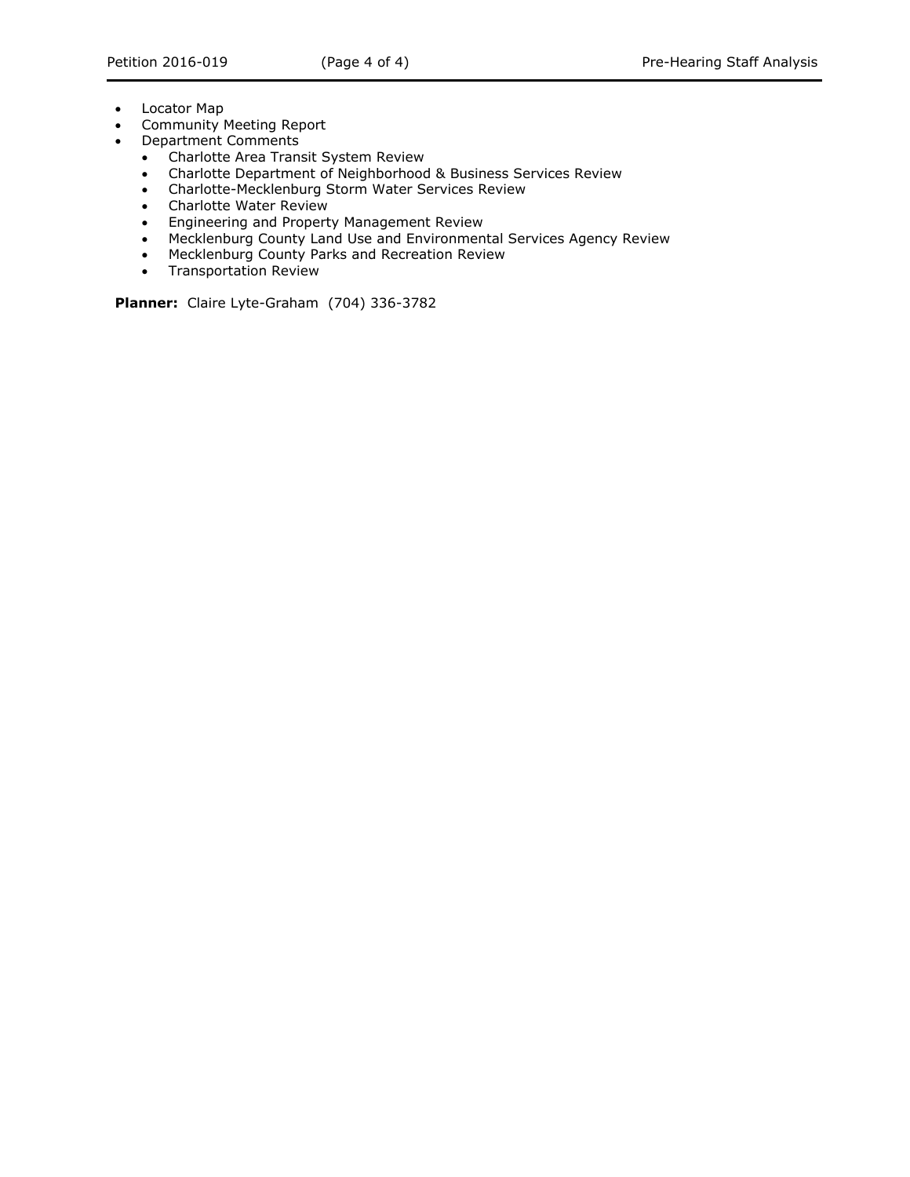- Locator Map
- Community Meeting Report
- Department Comments
    - Charlotte Area Transit System Review
    - Charlotte Department of Neighborhood & Business Services Review
    - Charlotte-Mecklenburg Storm Water Services Review
    - Charlotte Water Review
    - Engineering and Property Management Review
    - Mecklenburg County Land Use and Environmental Services Agency Review
    - Mecklenburg County Parks and Recreation Review
    - Transportation Review

**Planner:** Claire Lyte-Graham (704) 336-3782